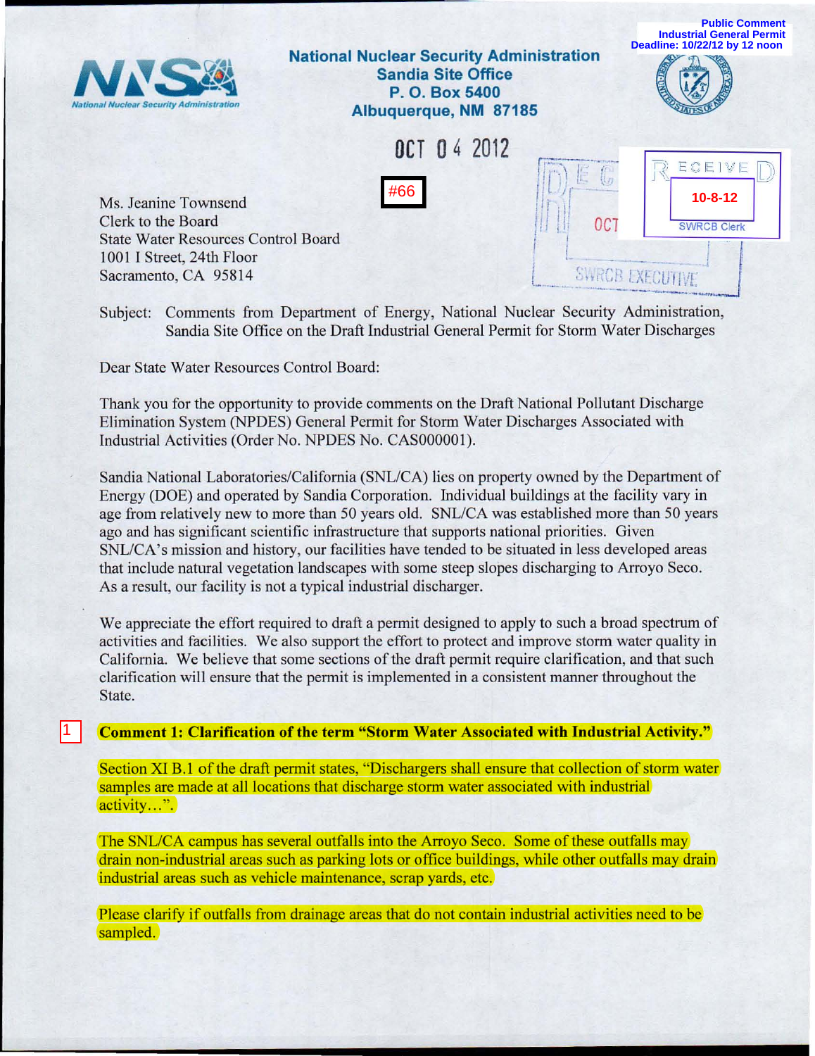Public Comment
Industrial General Permit
Deadline: 10/22/12 by 12 noon

**National Nuclear Security Administration**
**Sandia Site Office**
**P. O. Box 5400**
**Albuquerque, NM 87185**

OCT 04 2012

#66

RECEIVED
10-8-12
SWRCB Clerk

Ms. Jeanine Townsend
Clerk to the Board
State Water Resources Control Board
1001 I Street, 24th Floor
Sacramento, CA 95814

Subject: Comments from Department of Energy, National Nuclear Security Administration, Sandia Site Office on the Draft Industrial General Permit for Storm Water Discharges

Dear State Water Resources Control Board:

Thank you for the opportunity to provide comments on the Draft National Pollutant Discharge Elimination System (NPDES) General Permit for Storm Water Discharges Associated with Industrial Activities (Order No. NPDES No. CAS000001).

Sandia National Laboratories/California (SNL/CA) lies on property owned by the Department of Energy (DOE) and operated by Sandia Corporation. Individual buildings at the facility vary in age from relatively new to more than 50 years old. SNL/CA was established more than 50 years ago and has significant scientific infrastructure that supports national priorities. Given SNL/CA's mission and history, our facilities have tended to be situated in less developed areas that include natural vegetation landscapes with some steep slopes discharging to Arroyo Seco. As a result, our facility is not a typical industrial discharger.

We appreciate the effort required to draft a permit designed to apply to such a broad spectrum of activities and facilities. We also support the effort to protect and improve storm water quality in California. We believe that some sections of the draft permit require clarification, and that such clarification will ensure that the permit is implemented in a consistent manner throughout the State.

1

**Comment 1: Clarification of the term "Storm Water Associated with Industrial Activity."**

Section XI B.1 of the draft permit states, "Dischargers shall ensure that collection of storm water samples are made at all locations that discharge storm water associated with industrial activity…".

The SNL/CA campus has several outfalls into the Arroyo Seco. Some of these outfalls may drain non-industrial areas such as parking lots or office buildings, while other outfalls may drain industrial areas such as vehicle maintenance, scrap yards, etc.

Please clarify if outfalls from drainage areas that do not contain industrial activities need to be sampled.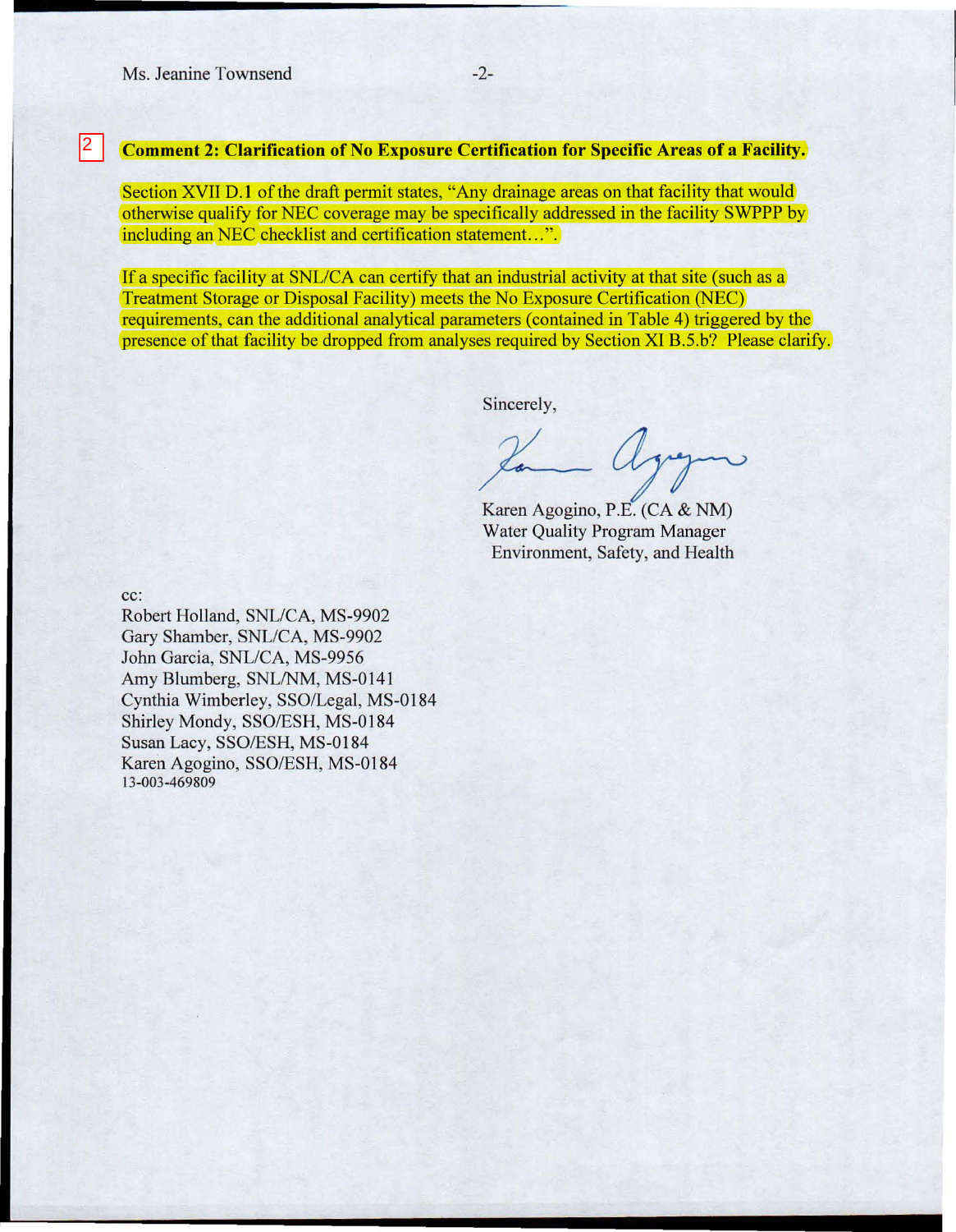2

**Comment 2: Clarification of No Exposure Certification for Specific Areas of a Facility.**

Section XVII D.1 of the draft permit states, "Any drainage areas on that facility that would otherwise qualify for NEC coverage may be specifically addressed in the facility SWPPP by including an NEC checklist and certification statement…".

If a specific facility at SNL/CA can certify that an industrial activity at that site (such as a Treatment Storage or Disposal Facility) meets the No Exposure Certification (NEC) requirements, can the additional analytical parameters (contained in Table 4) triggered by the presence of that facility be dropped from analyses required by Section XI B.5.b? Please clarify.

Sincerely,

Karen Agogino, P.E. (CA & NM)
Water Quality Program Manager
Environment, Safety, and Health

cc:
Robert Holland, SNL/CA, MS-9902
Gary Shamber, SNL/CA, MS-9902
John Garcia, SNL/CA, MS-9956
Amy Blumberg, SNL/NM, MS-0141
Cynthia Wimberley, SSO/Legal, MS-0184
Shirley Mondy, SSO/ESH, MS-0184
Susan Lacy, SSO/ESH, MS-0184
Karen Agogino, SSO/ESH, MS-0184
13-003-469809